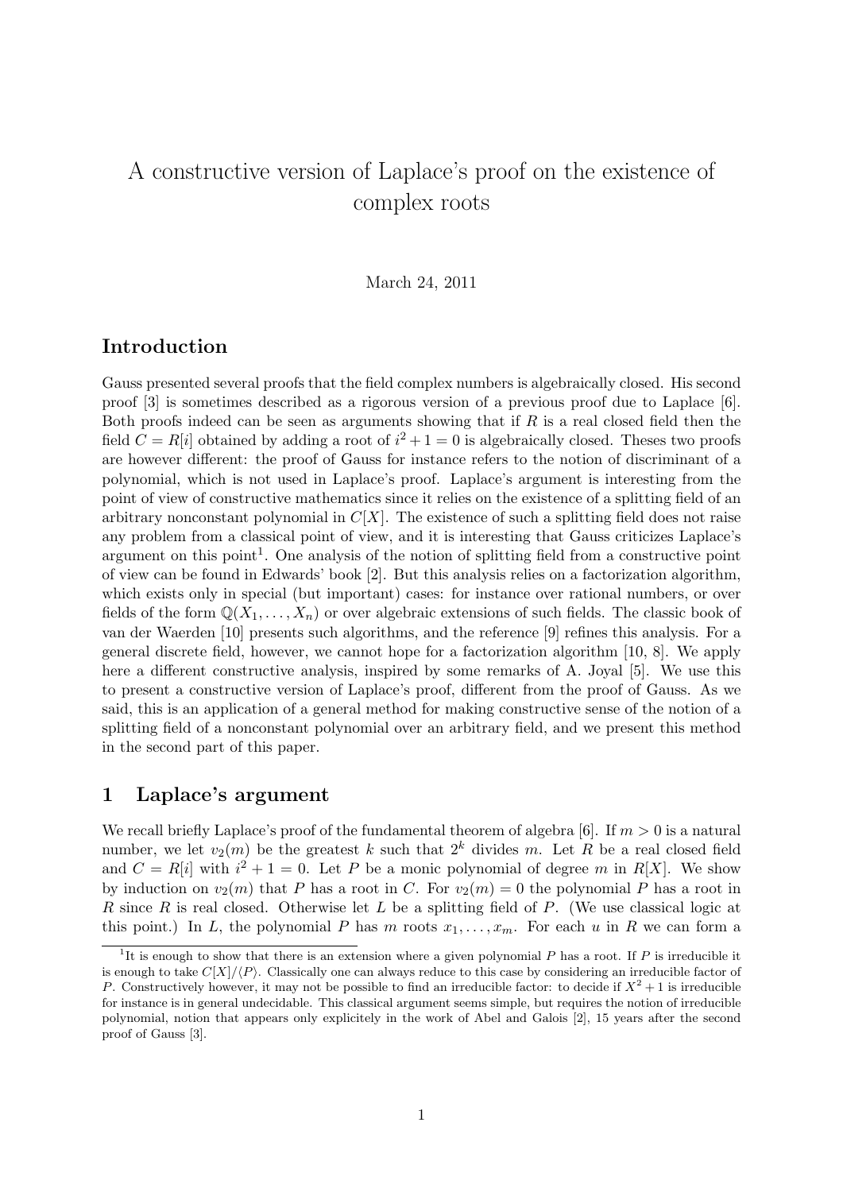# A constructive version of Laplace's proof on the existence of complex roots

March 24, 2011

## Introduction

Gauss presented several proofs that the field complex numbers is algebraically closed. His second proof [3] is sometimes described as a rigorous version of a previous proof due to Laplace [6]. Both proofs indeed can be seen as arguments showing that if $R$ is a real closed field then the field $C = R[i]$ obtained by adding a root of $i^2 + 1 = 0$ is algebraically closed. Theses two proofs are however different: the proof of Gauss for instance refers to the notion of discriminant of a polynomial, which is not used in Laplace's proof. Laplace's argument is interesting from the point of view of constructive mathematics since it relies on the existence of a splitting field of an arbitrary nonconstant polynomial in $C[X]$. The existence of such a splitting field does not raise any problem from a classical point of view, and it is interesting that Gauss criticizes Laplace's argument on this point[1]. One analysis of the notion of splitting field from a constructive point of view can be found in Edwards' book [2]. But this analysis relies on a factorization algorithm, which exists only in special (but important) cases: for instance over rational numbers, or over fields of the form $\mathbb{Q}(X_1, \dots, X_n)$ or over algebraic extensions of such fields. The classic book of van der Waerden [10] presents such algorithms, and the reference [9] refines this analysis. For a general discrete field, however, we cannot hope for a factorization algorithm [10, 8]. We apply here a different constructive analysis, inspired by some remarks of A. Joyal [5]. We use this to present a constructive version of Laplace's proof, different from the proof of Gauss. As we said, this is an application of a general method for making constructive sense of the notion of a splitting field of a nonconstant polynomial over an arbitrary field, and we present this method in the second part of this paper.

## 1 Laplace's argument

We recall briefly Laplace's proof of the fundamental theorem of algebra [6]. If $m > 0$ is a natural number, we let $v_2(m)$ be the greatest $k$ such that $2^k$ divides $m$. Let $R$ be a real closed field and $C = R[i]$ with $i^2 + 1 = 0$. Let $P$ be a monic polynomial of degree $m$ in $R[X]$. We show by induction on $v_2(m)$ that $P$ has a root in $C$. For $v_2(m) = 0$ the polynomial $P$ has a root in $R$ since $R$ is real closed. Otherwise let $L$ be a splitting field of $P$. (We use classical logic at this point.) In $L$, the polynomial $P$ has $m$ roots $x_1, \dots, x_m$. For each $u$ in $R$ we can form a

[1] It is enough to show that there is an extension where a given polynomial $P$ has a root. If $P$ is irreducible it is enough to take $C[X]/\langle P \rangle$. Classically one can always reduce to this case by considering an irreducible factor of $P$. Constructively however, it may not be possible to find an irreducible factor: to decide if $X^2 + 1$ is irreducible for instance is in general undecidable. This classical argument seems simple, but requires the notion of irreducible polynomial, notion that appears only explicitely in the work of Abel and Galois [2], 15 years after the second proof of Gauss [3].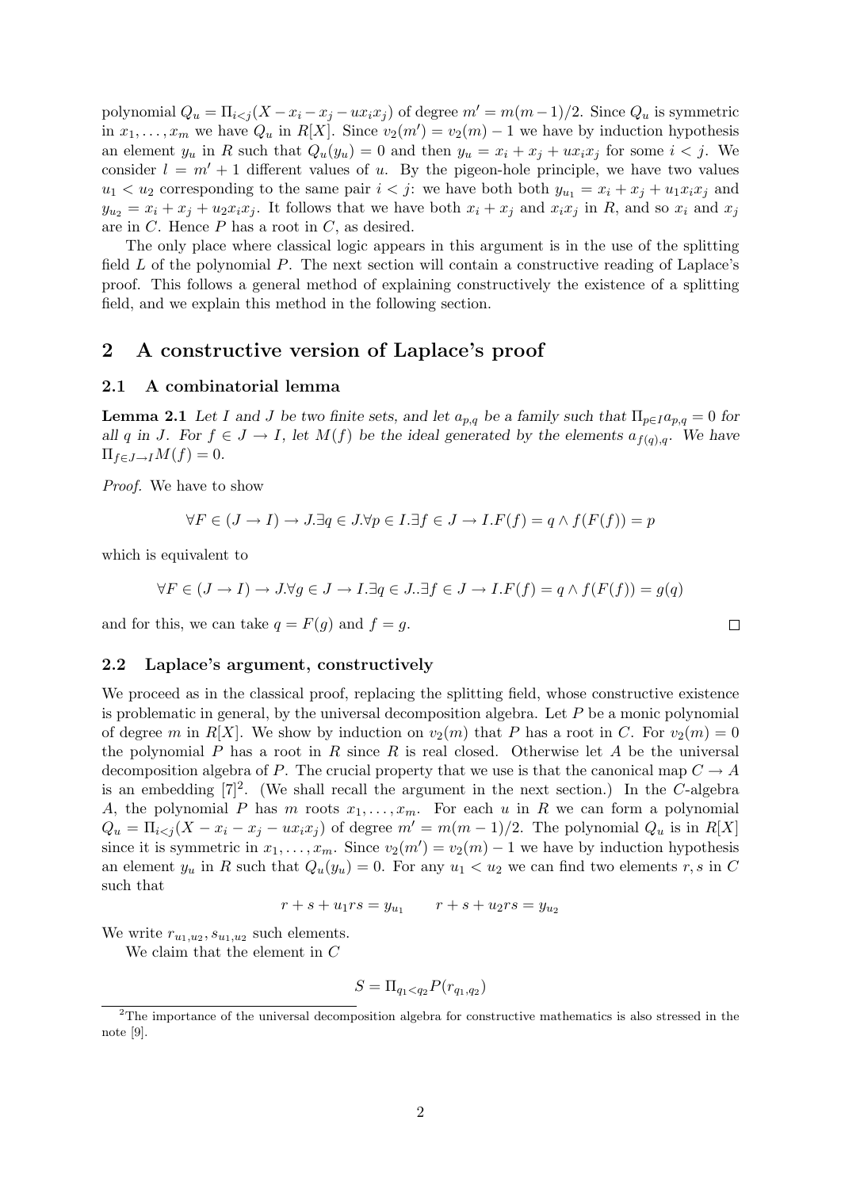polynomial $Q_u = \Pi_{i<j}(X - x_i - x_j - ux_ix_j)$ of degree $m' = m(m-1)/2$. Since $Q_u$ is symmetric in $x_1, \ldots, x_m$ we have $Q_u$ in $R[X]$. Since $v_2(m') = v_2(m) - 1$ we have by induction hypothesis an element $y_u$ in $R$ such that $Q_u(y_u) = 0$ and then $y_u = x_i + x_j + ux_ix_j$ for some $i < j$. We consider $l = m' + 1$ different values of $u$. By the pigeon-hole principle, we have two values $u_1 < u_2$ corresponding to the same pair $i < j$: we have both both $y_{u_1} = x_i + x_j + u_1x_ix_j$ and $y_{u_2} = x_i + x_j + u_2x_ix_j$. It follows that we have both $x_i + x_j$ and $x_ix_j$ in $R$, and so $x_i$ and $x_j$ are in $C$. Hence $P$ has a root in $C$, as desired.

The only place where classical logic appears in this argument is in the use of the splitting field $L$ of the polynomial $P$. The next section will contain a constructive reading of Laplace's proof. This follows a general method of explaining constructively the existence of a splitting field, and we explain this method in the following section.

## 2 A constructive version of Laplace's proof

### 2.1 A combinatorial lemma

**Lemma 2.1** *Let $I$ and $J$ be two finite sets, and let $a_{p,q}$ be a family such that $\Pi_{p\in I}a_{p,q} = 0$ for all $q$ in $J$. For $f \in J \to I$, let $M(f)$ be the ideal generated by the elements $a_{f(q),q}$. We have $\Pi_{f\in J\to I}M(f) = 0$.*

*Proof.* We have to show

$$\forall F \in (J \to I) \to J.\exists q \in J.\forall p \in I.\exists f \in J \to I.F(f) = q \wedge f(F(f)) = p$$

which is equivalent to

$$\forall F \in (J \to I) \to J.\forall g \in J \to I.\exists q \in J..\exists f \in J \to I.F(f) = q \wedge f(F(f)) = g(q)$$

and for this, we can take $q = F(g)$ and $f = g$. $\square$

### 2.2 Laplace's argument, constructively

We proceed as in the classical proof, replacing the splitting field, whose constructive existence is problematic in general, by the universal decomposition algebra. Let $P$ be a monic polynomial of degree $m$ in $R[X]$. We show by induction on $v_2(m)$ that $P$ has a root in $C$. For $v_2(m) = 0$ the polynomial $P$ has a root in $R$ since $R$ is real closed. Otherwise let $A$ be the universal decomposition algebra of $P$. The crucial property that we use is that the canonical map $C \to A$ is an embedding [7][2]. (We shall recall the argument in the next section.) In the $C$-algebra $A$, the polynomial $P$ has $m$ roots $x_1, \ldots, x_m$. For each $u$ in $R$ we can form a polynomial $Q_u = \Pi_{i<j}(X - x_i - x_j - ux_ix_j)$ of degree $m' = m(m-1)/2$. The polynomial $Q_u$ is in $R[X]$ since it is symmetric in $x_1, \ldots, x_m$. Since $v_2(m') = v_2(m) - 1$ we have by induction hypothesis an element $y_u$ in $R$ such that $Q_u(y_u) = 0$. For any $u_1 < u_2$ we can find two elements $r, s$ in $C$ such that

$$r + s + u_1rs = y_{u_1} \qquad r + s + u_2rs = y_{u_2}$$

We write $r_{u_1,u_2}, s_{u_1,u_2}$ such elements.

We claim that the element in $C$

$$S = \Pi_{q_1<q_2}P(r_{q_1,q_2})$$

[2] The importance of the universal decomposition algebra for constructive mathematics is also stressed in the note [9].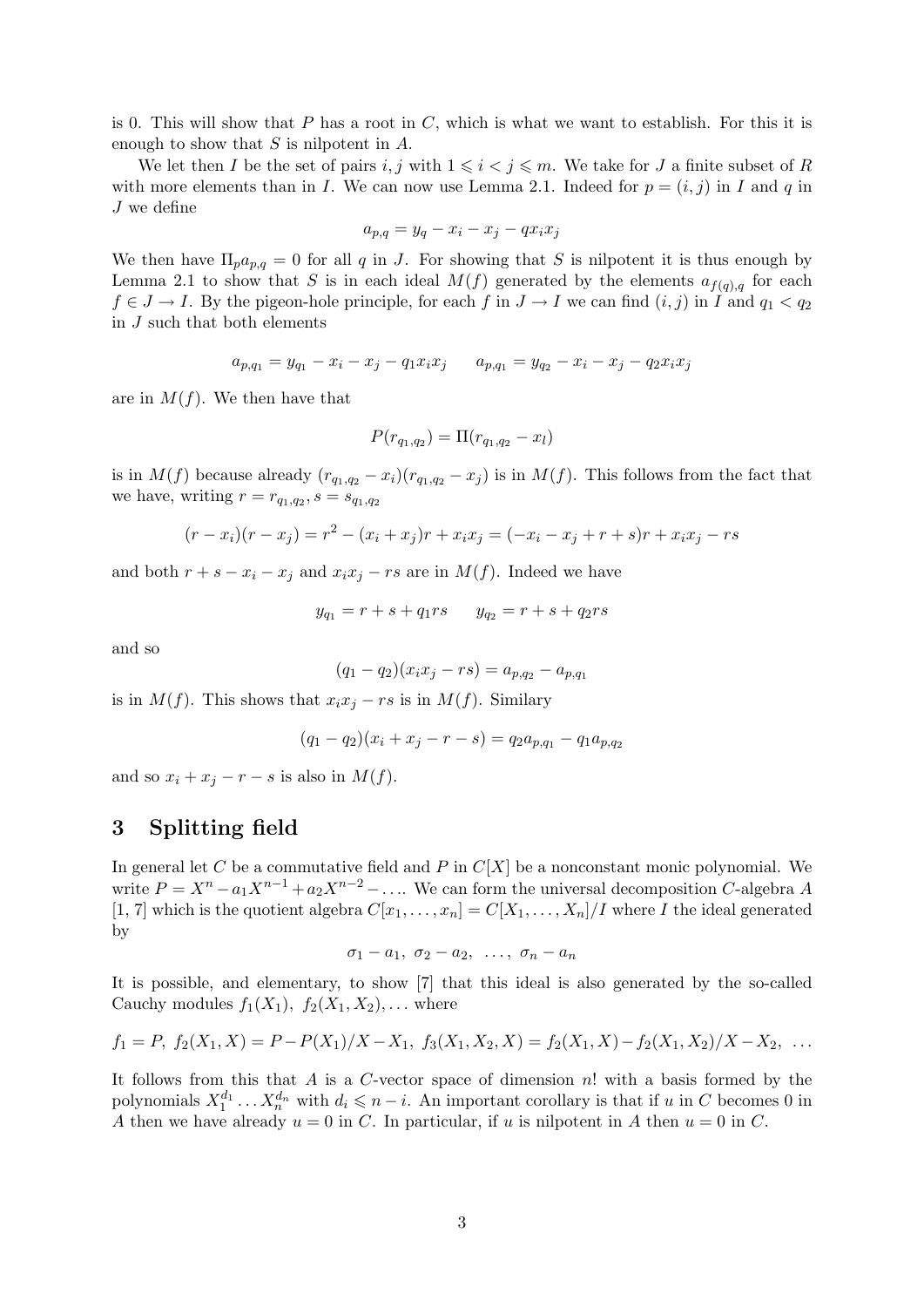is 0. This will show that $P$ has a root in $C$, which is what we want to establish. For this it is enough to show that $S$ is nilpotent in $A$.

We let then $I$ be the set of pairs $i, j$ with $1 \leqslant i < j \leqslant m$. We take for $J$ a finite subset of $R$ with more elements than in $I$. We can now use Lemma 2.1. Indeed for $p = (i, j)$ in $I$ and $q$ in $J$ we define

$$a_{p,q} = y_q - x_i - x_j - qx_ix_j$$

We then have $\Pi_p a_{p,q} = 0$ for all $q$ in $J$. For showing that $S$ is nilpotent it is thus enough by Lemma 2.1 to show that $S$ is in each ideal $M(f)$ generated by the elements $a_{f(q),q}$ for each $f \in J \to I$. By the pigeon-hole principle, for each $f$ in $J \to I$ we can find $(i, j)$ in $I$ and $q_1 < q_2$ in $J$ such that both elements

$$a_{p,q_1} = y_{q_1} - x_i - x_j - q_1x_ix_j \qquad a_{p,q_1} = y_{q_2} - x_i - x_j - q_2x_ix_j$$

are in $M(f)$. We then have that

$$P(r_{q_1,q_2}) = \Pi(r_{q_1,q_2} - x_l)$$

is in $M(f)$ because already $(r_{q_1,q_2} - x_i)(r_{q_1,q_2} - x_j)$ is in $M(f)$. This follows from the fact that we have, writing $r = r_{q_1,q_2}, s = s_{q_1,q_2}$

$$(r - x_i)(r - x_j) = r^2 - (x_i + x_j)r + x_ix_j = (-x_i - x_j + r + s)r + x_ix_j - rs$$

and both $r + s - x_i - x_j$ and $x_ix_j - rs$ are in $M(f)$. Indeed we have

$$y_{q_1} = r + s + q_1rs \qquad y_{q_2} = r + s + q_2rs$$

and so

$$(q_1 - q_2)(x_ix_j - rs) = a_{p,q_2} - a_{p,q_1}$$

is in $M(f)$. This shows that $x_ix_j - rs$ is in $M(f)$. Similary

$$(q_1 - q_2)(x_i + x_j - r - s) = q_2a_{p,q_1} - q_1a_{p,q_2}$$

and so $x_i + x_j - r - s$ is also in $M(f)$.

## 3 Splitting field

In general let $C$ be a commutative field and $P$ in $C[X]$ be a nonconstant monic polynomial. We write $P = X^n - a_1X^{n-1} + a_2X^{n-2} - \ldots$. We can form the universal decomposition $C$-algebra $A$ [1, 7] which is the quotient algebra $C[x_1, \ldots, x_n] = C[X_1, \ldots, X_n]/I$ where $I$ the ideal generated by

$$\sigma_1 - a_1,\ \sigma_2 - a_2,\ \ldots,\ \sigma_n - a_n$$

It is possible, and elementary, to show [7] that this ideal is also generated by the so-called Cauchy modules $f_1(X_1),\ f_2(X_1, X_2), \ldots$ where

$$f_1 = P,\ f_2(X_1, X) = P - P(X_1)/X - X_1,\ f_3(X_1, X_2, X) = f_2(X_1, X) - f_2(X_1, X_2)/X - X_2,\ \ldots$$

It follows from this that $A$ is a $C$-vector space of dimension $n!$ with a basis formed by the polynomials $X_1^{d_1} \ldots X_n^{d_n}$ with $d_i \leqslant n - i$. An important corollary is that if $u$ in $C$ becomes 0 in $A$ then we have already $u = 0$ in $C$. In particular, if $u$ is nilpotent in $A$ then $u = 0$ in $C$.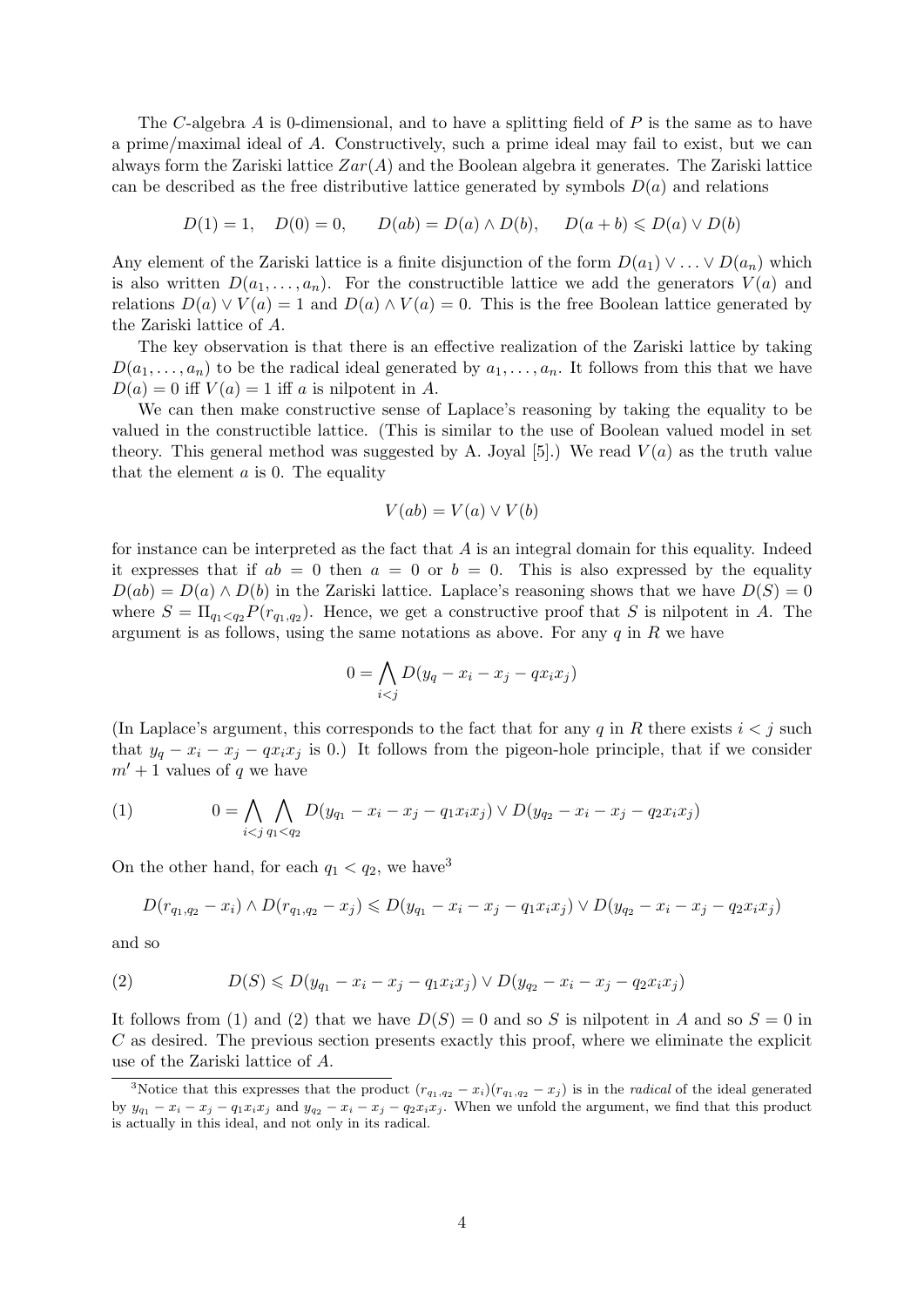The $C$-algebra $A$ is 0-dimensional, and to have a splitting field of $P$ is the same as to have a prime/maximal ideal of $A$. Constructively, such a prime ideal may fail to exist, but we can always form the Zariski lattice $Zar(A)$ and the Boolean algebra it generates. The Zariski lattice can be described as the free distributive lattice generated by symbols $D(a)$ and relations

$$D(1) = 1, \quad D(0) = 0, \qquad D(ab) = D(a) \wedge D(b), \qquad D(a + b) \leqslant D(a) \vee D(b)$$

Any element of the Zariski lattice is a finite disjunction of the form $D(a_1) \vee \ldots \vee D(a_n)$ which is also written $D(a_1, \ldots, a_n)$. For the constructible lattice we add the generators $V(a)$ and relations $D(a) \vee V(a) = 1$ and $D(a) \wedge V(a) = 0$. This is the free Boolean lattice generated by the Zariski lattice of $A$.

The key observation is that there is an effective realization of the Zariski lattice by taking $D(a_1, \ldots, a_n)$ to be the radical ideal generated by $a_1, \ldots, a_n$. It follows from this that we have $D(a) = 0$ iff $V(a) = 1$ iff $a$ is nilpotent in $A$.

We can then make constructive sense of Laplace's reasoning by taking the equality to be valued in the constructible lattice. (This is similar to the use of Boolean valued model in set theory. This general method was suggested by A. Joyal [5].) We read $V(a)$ as the truth value that the element $a$ is 0. The equality

$$V(ab) = V(a) \vee V(b)$$

for instance can be interpreted as the fact that $A$ is an integral domain for this equality. Indeed it expresses that if $ab = 0$ then $a = 0$ or $b = 0$. This is also expressed by the equality $D(ab) = D(a) \wedge D(b)$ in the Zariski lattice. Laplace's reasoning shows that we have $D(S) = 0$ where $S = \Pi_{q_1 < q_2} P(r_{q_1,q_2})$. Hence, we get a constructive proof that $S$ is nilpotent in $A$. The argument is as follows, using the same notations as above. For any $q$ in $R$ we have

$$0 = \bigwedge_{i<j} D(y_q - x_i - x_j - q x_i x_j)$$

(In Laplace's argument, this corresponds to the fact that for any $q$ in $R$ there exists $i < j$ such that $y_q - x_i - x_j - q x_i x_j$ is 0.) It follows from the pigeon-hole principle, that if we consider $m' + 1$ values of $q$ we have

$$0 = \bigwedge_{i<j} \bigwedge_{q_1<q_2} D(y_{q_1} - x_i - x_j - q_1 x_i x_j) \vee D(y_{q_2} - x_i - x_j - q_2 x_i x_j) \tag{1}$$

On the other hand, for each $q_1 < q_2$, we have[3]

$$D(r_{q_1,q_2} - x_i) \wedge D(r_{q_1,q_2} - x_j) \leqslant D(y_{q_1} - x_i - x_j - q_1 x_i x_j) \vee D(y_{q_2} - x_i - x_j - q_2 x_i x_j)$$

and so

$$D(S) \leqslant D(y_{q_1} - x_i - x_j - q_1 x_i x_j) \vee D(y_{q_2} - x_i - x_j - q_2 x_i x_j) \tag{2}$$

It follows from (1) and (2) that we have $D(S) = 0$ and so $S$ is nilpotent in $A$ and so $S = 0$ in $C$ as desired. The previous section presents exactly this proof, where we eliminate the explicit use of the Zariski lattice of $A$.

[3] Notice that this expresses that the product $(r_{q_1,q_2} - x_i)(r_{q_1,q_2} - x_j)$ is in the *radical* of the ideal generated by $y_{q_1} - x_i - x_j - q_1 x_i x_j$ and $y_{q_2} - x_i - x_j - q_2 x_i x_j$. When we unfold the argument, we find that this product is actually in this ideal, and not only in its radical.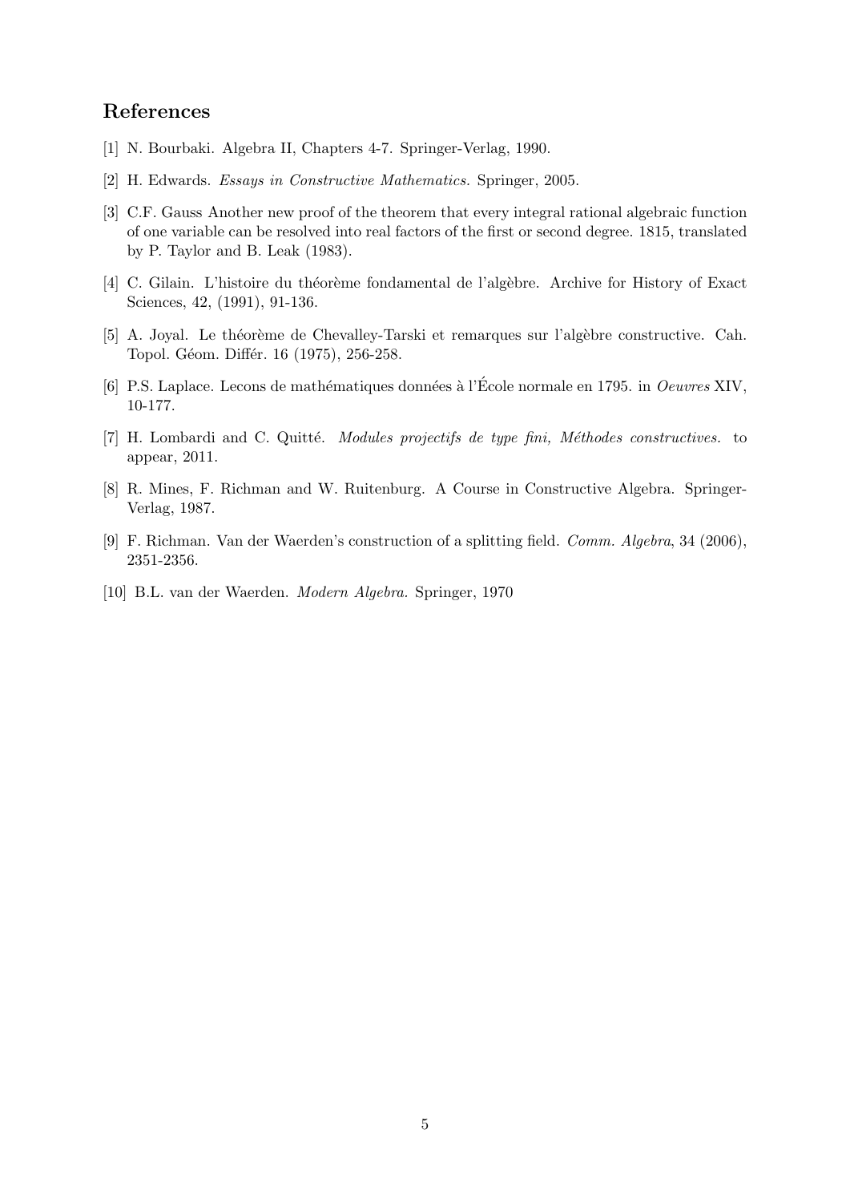## References

[1] N. Bourbaki. Algebra II, Chapters 4-7. Springer-Verlag, 1990.

[2] H. Edwards. *Essays in Constructive Mathematics.* Springer, 2005.

[3] C.F. Gauss Another new proof of the theorem that every integral rational algebraic function of one variable can be resolved into real factors of the first or second degree. 1815, translated by P. Taylor and B. Leak (1983).

[4] C. Gilain. L'histoire du théorème fondamental de l'algèbre. Archive for History of Exact Sciences, 42, (1991), 91-136.

[5] A. Joyal. Le théorème de Chevalley-Tarski et remarques sur l'algèbre constructive. Cah. Topol. Géom. Différ. 16 (1975), 256-258.

[6] P.S. Laplace. Lecons de mathématiques données à l'École normale en 1795. in *Oeuvres* XIV, 10-177.

[7] H. Lombardi and C. Quitté. *Modules projectifs de type fini, Méthodes constructives.* to appear, 2011.

[8] R. Mines, F. Richman and W. Ruitenburg. A Course in Constructive Algebra. Springer-Verlag, 1987.

[9] F. Richman. Van der Waerden's construction of a splitting field. *Comm. Algebra*, 34 (2006), 2351-2356.

[10] B.L. van der Waerden. *Modern Algebra.* Springer, 1970